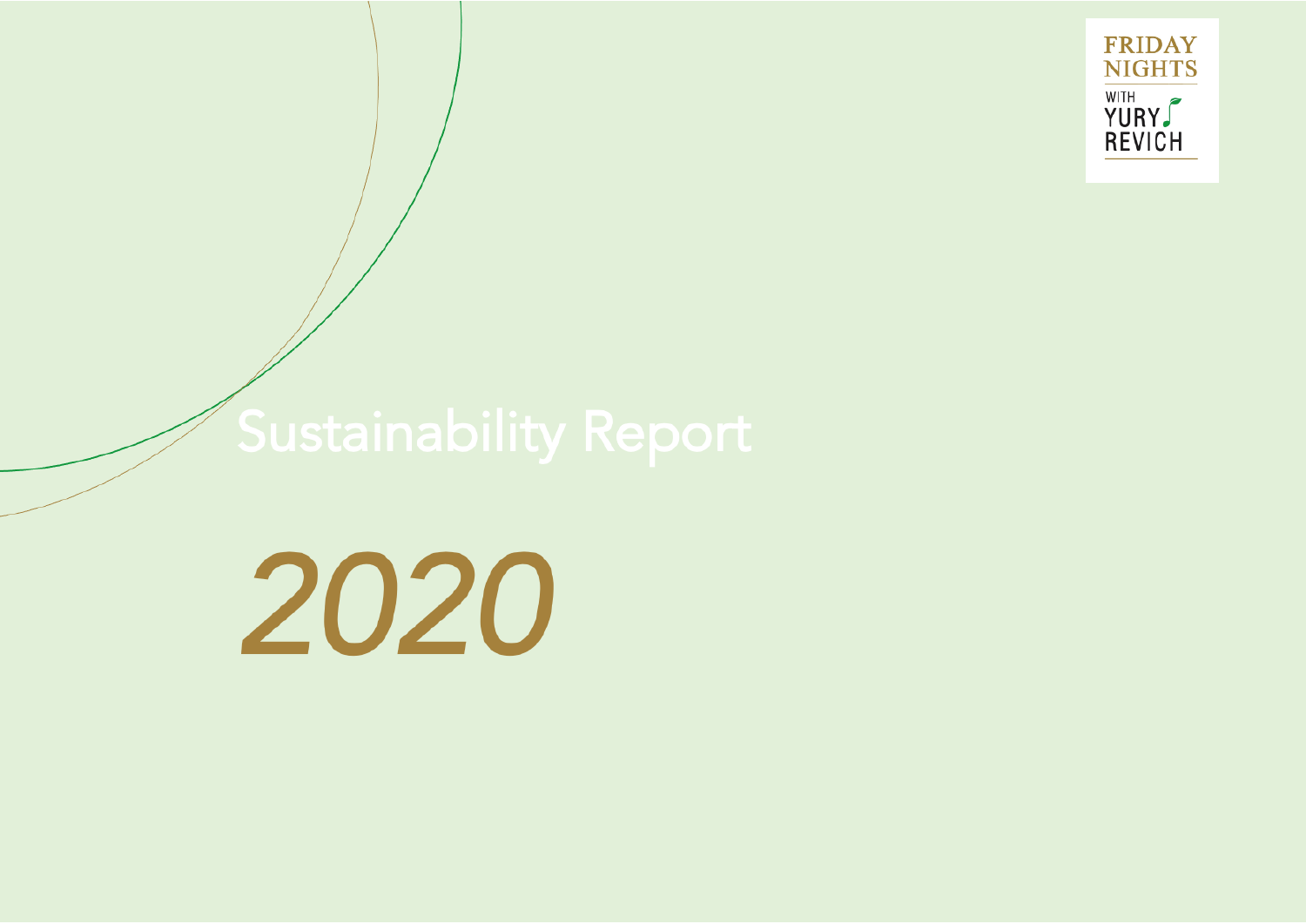FRIDAY NIGHTS

WITH

YURY REVICH

# Sustainability Report

# 2020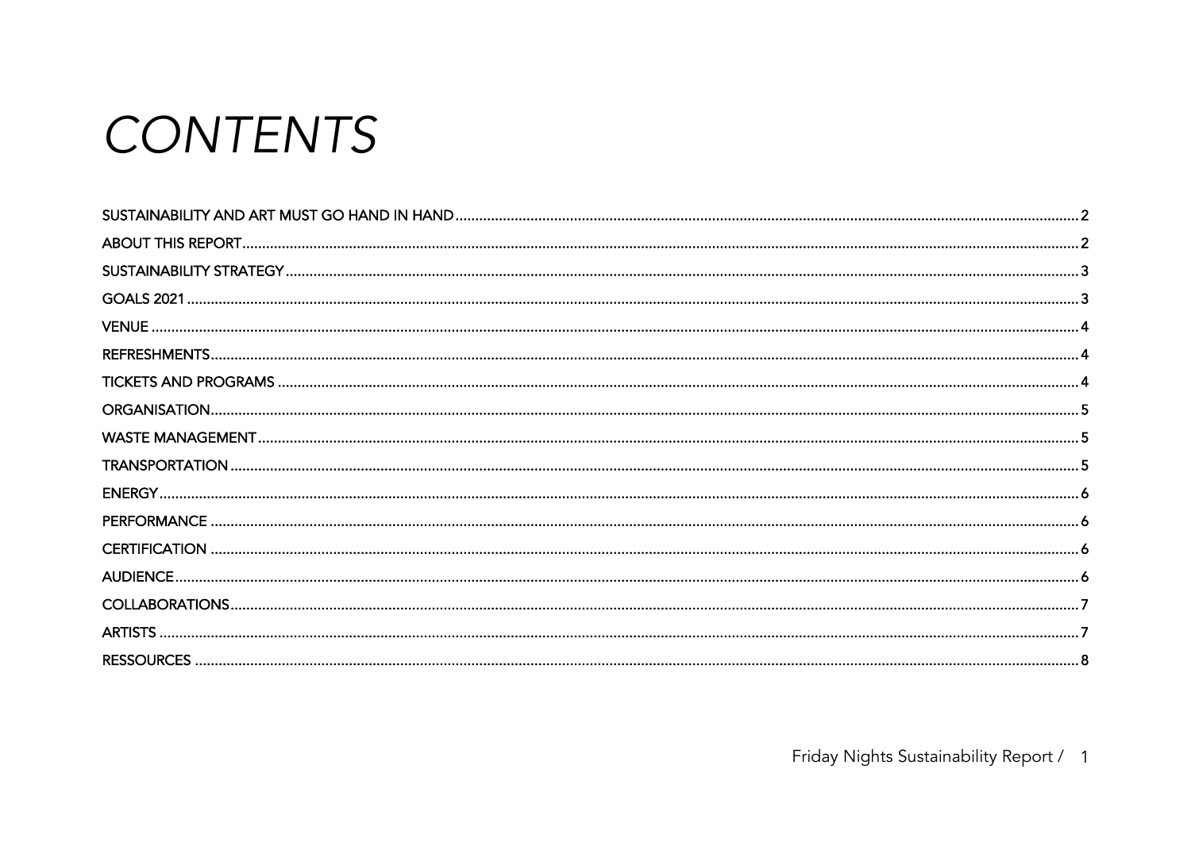# CONTENTS

SUSTAINABILITY AND ART MUST GO HAND IN HAND ........ 2
ABOUT THIS REPORT ........ 2
SUSTAINABILITY STRATEGY ........ 3
GOALS 2021 ........ 3
VENUE ........ 4
REFRESHMENTS ........ 4
TICKETS AND PROGRAMS ........ 4
ORGANISATION ........ 5
WASTE MANAGEMENT ........ 5
TRANSPORTATION ........ 5
ENERGY ........ 6
PERFORMANCE ........ 6
CERTIFICATION ........ 6
AUDIENCE ........ 6
COLLABORATIONS ........ 7
ARTISTS ........ 7
RESSOURCES ........ 8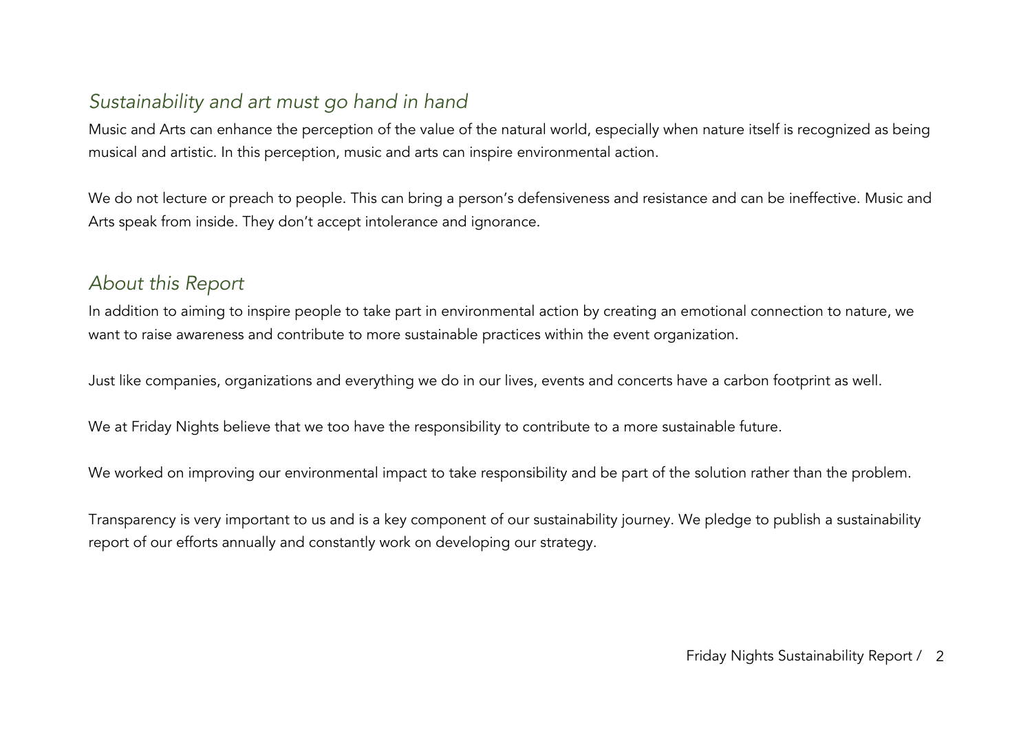## *Sustainability and art must go hand in hand*

Music and Arts can enhance the perception of the value of the natural world, especially when nature itself is recognized as being musical and artistic. In this perception, music and arts can inspire environmental action.

We do not lecture or preach to people. This can bring a person's defensiveness and resistance and can be ineffective. Music and Arts speak from inside. They don't accept intolerance and ignorance.

## *About this Report*

In addition to aiming to inspire people to take part in environmental action by creating an emotional connection to nature, we want to raise awareness and contribute to more sustainable practices within the event organization.

Just like companies, organizations and everything we do in our lives, events and concerts have a carbon footprint as well.

We at Friday Nights believe that we too have the responsibility to contribute to a more sustainable future.

We worked on improving our environmental impact to take responsibility and be part of the solution rather than the problem.

Transparency is very important to us and is a key component of our sustainability journey. We pledge to publish a sustainability report of our efforts annually and constantly work on developing our strategy.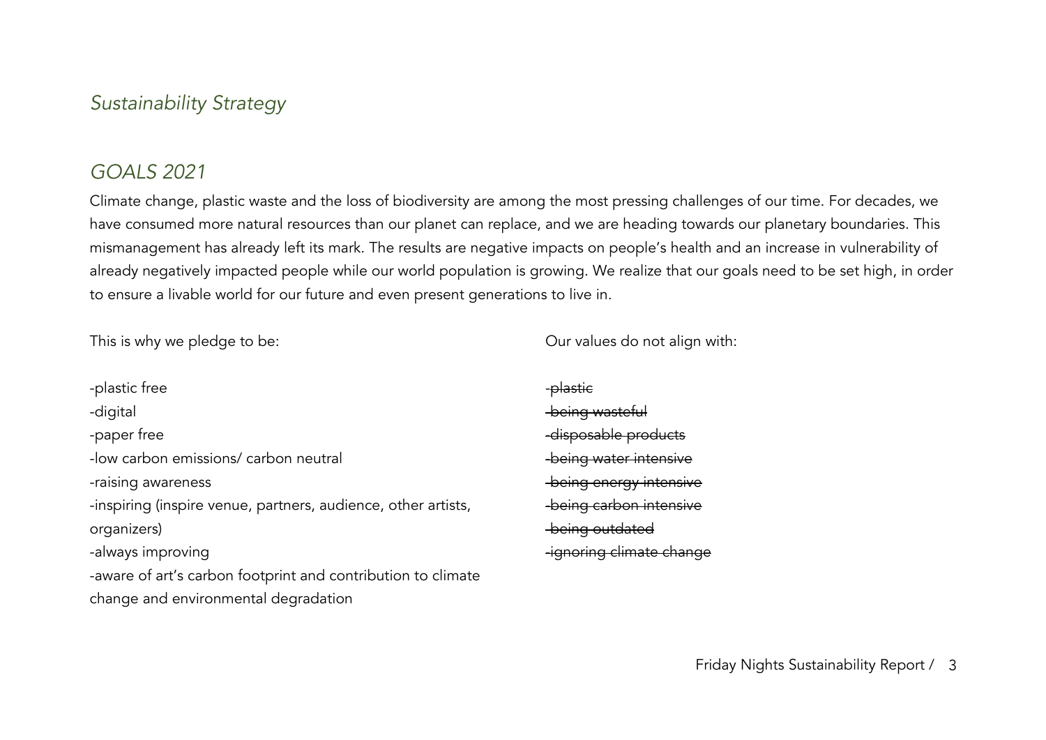*Sustainability Strategy*

## *GOALS 2021*

Climate change, plastic waste and the loss of biodiversity are among the most pressing challenges of our time. For decades, we have consumed more natural resources than our planet can replace, and we are heading towards our planetary boundaries. This mismanagement has already left its mark. The results are negative impacts on people's health and an increase in vulnerability of already negatively impacted people while our world population is growing. We realize that our goals need to be set high, in order to ensure a livable world for our future and even present generations to live in.

This is why we pledge to be:

-plastic free
-digital
-paper free
-low carbon emissions/ carbon neutral
-raising awareness
-inspiring (inspire venue, partners, audience, other artists, organizers)
-always improving
-aware of art's carbon footprint and contribution to climate change and environmental degradation

Our values do not align with:

~~-plastic~~
~~-being wasteful~~
~~-disposable products~~
~~-being water intensive~~
~~-being energy intensive~~
~~-being carbon intensive~~
~~-being outdated~~
~~-ignoring climate change~~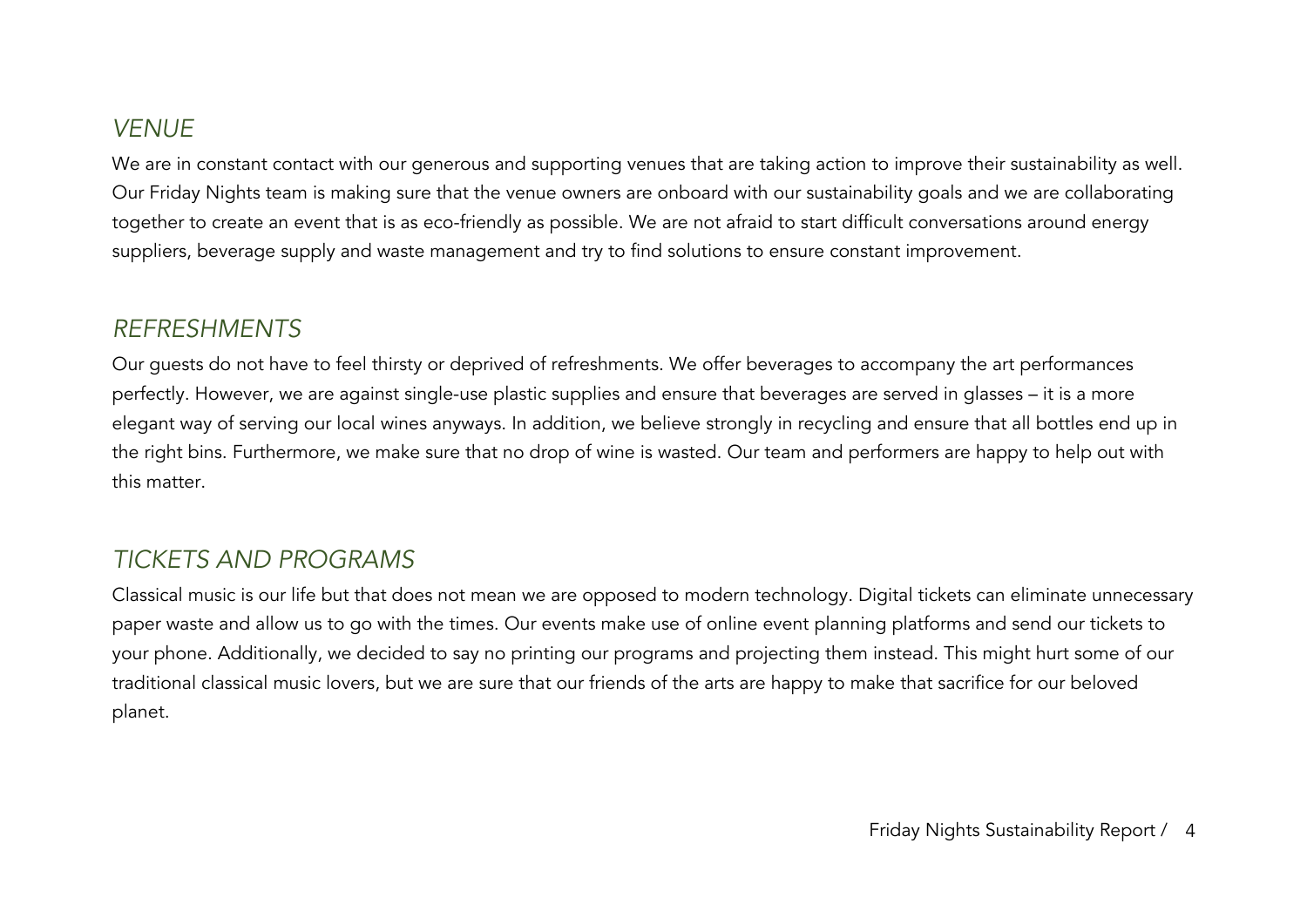## *VENUE*

We are in constant contact with our generous and supporting venues that are taking action to improve their sustainability as well. Our Friday Nights team is making sure that the venue owners are onboard with our sustainability goals and we are collaborating together to create an event that is as eco-friendly as possible. We are not afraid to start difficult conversations around energy suppliers, beverage supply and waste management and try to find solutions to ensure constant improvement.

## *REFRESHMENTS*

Our guests do not have to feel thirsty or deprived of refreshments. We offer beverages to accompany the art performances perfectly. However, we are against single-use plastic supplies and ensure that beverages are served in glasses – it is a more elegant way of serving our local wines anyways. In addition, we believe strongly in recycling and ensure that all bottles end up in the right bins. Furthermore, we make sure that no drop of wine is wasted. Our team and performers are happy to help out with this matter.

## *TICKETS AND PROGRAMS*

Classical music is our life but that does not mean we are opposed to modern technology. Digital tickets can eliminate unnecessary paper waste and allow us to go with the times. Our events make use of online event planning platforms and send our tickets to your phone. Additionally, we decided to say no printing our programs and projecting them instead. This might hurt some of our traditional classical music lovers, but we are sure that our friends of the arts are happy to make that sacrifice for our beloved planet.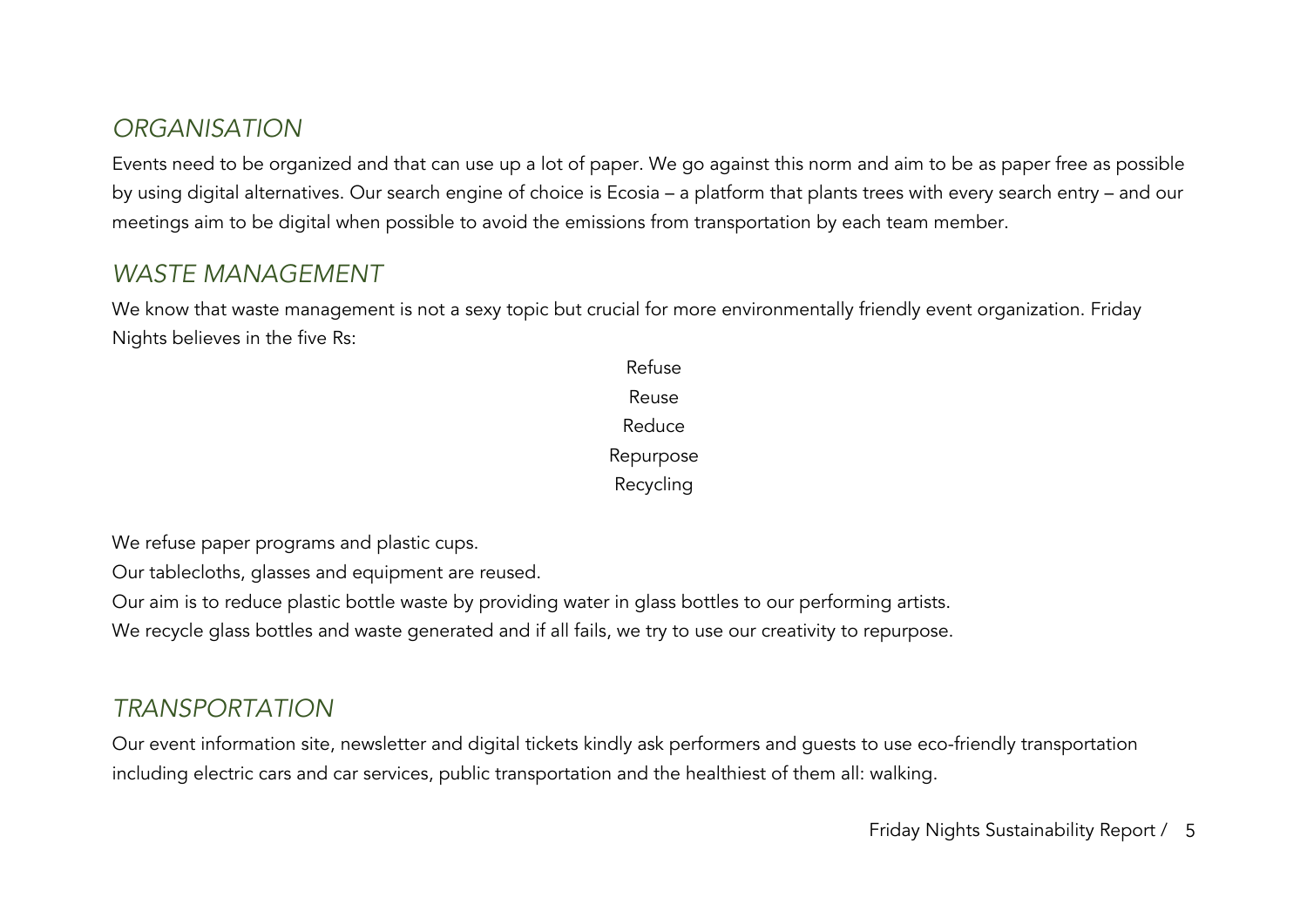## *ORGANISATION*

Events need to be organized and that can use up a lot of paper. We go against this norm and aim to be as paper free as possible by using digital alternatives. Our search engine of choice is Ecosia – a platform that plants trees with every search entry – and our meetings aim to be digital when possible to avoid the emissions from transportation by each team member.

## *WASTE MANAGEMENT*

We know that waste management is not a sexy topic but crucial for more environmentally friendly event organization. Friday Nights believes in the five Rs:

Refuse
Reuse
Reduce
Repurpose
Recycling

We refuse paper programs and plastic cups.
Our tablecloths, glasses and equipment are reused.
Our aim is to reduce plastic bottle waste by providing water in glass bottles to our performing artists.
We recycle glass bottles and waste generated and if all fails, we try to use our creativity to repurpose.

## *TRANSPORTATION*

Our event information site, newsletter and digital tickets kindly ask performers and guests to use eco-friendly transportation including electric cars and car services, public transportation and the healthiest of them all: walking.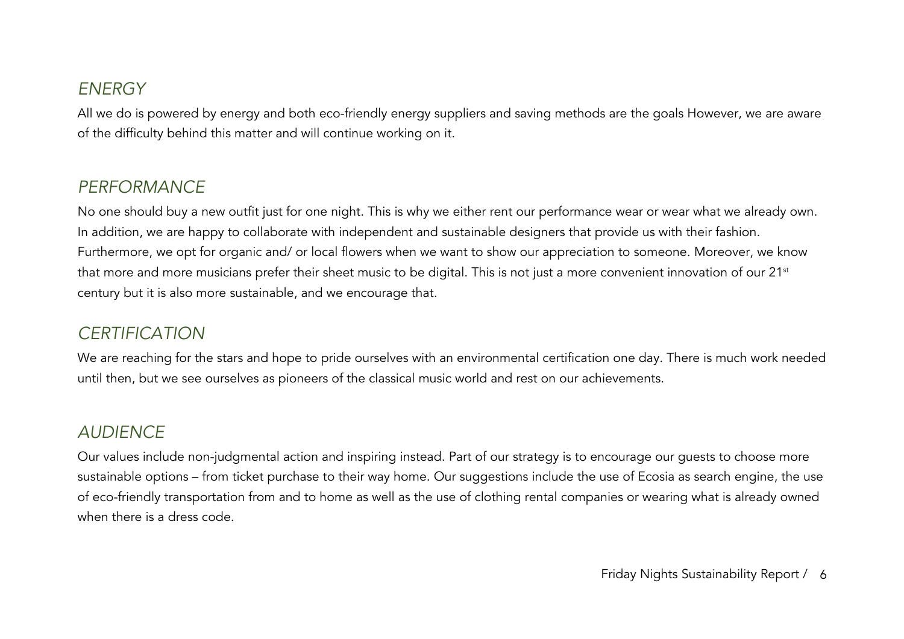## *ENERGY*

All we do is powered by energy and both eco-friendly energy suppliers and saving methods are the goals However, we are aware of the difficulty behind this matter and will continue working on it.

## *PERFORMANCE*

No one should buy a new outfit just for one night. This is why we either rent our performance wear or wear what we already own. In addition, we are happy to collaborate with independent and sustainable designers that provide us with their fashion. Furthermore, we opt for organic and/ or local flowers when we want to show our appreciation to someone. Moreover, we know that more and more musicians prefer their sheet music to be digital. This is not just a more convenient innovation of our 21st century but it is also more sustainable, and we encourage that.

## *CERTIFICATION*

We are reaching for the stars and hope to pride ourselves with an environmental certification one day. There is much work needed until then, but we see ourselves as pioneers of the classical music world and rest on our achievements.

## *AUDIENCE*

Our values include non-judgmental action and inspiring instead. Part of our strategy is to encourage our guests to choose more sustainable options – from ticket purchase to their way home. Our suggestions include the use of Ecosia as search engine, the use of eco-friendly transportation from and to home as well as the use of clothing rental companies or wearing what is already owned when there is a dress code.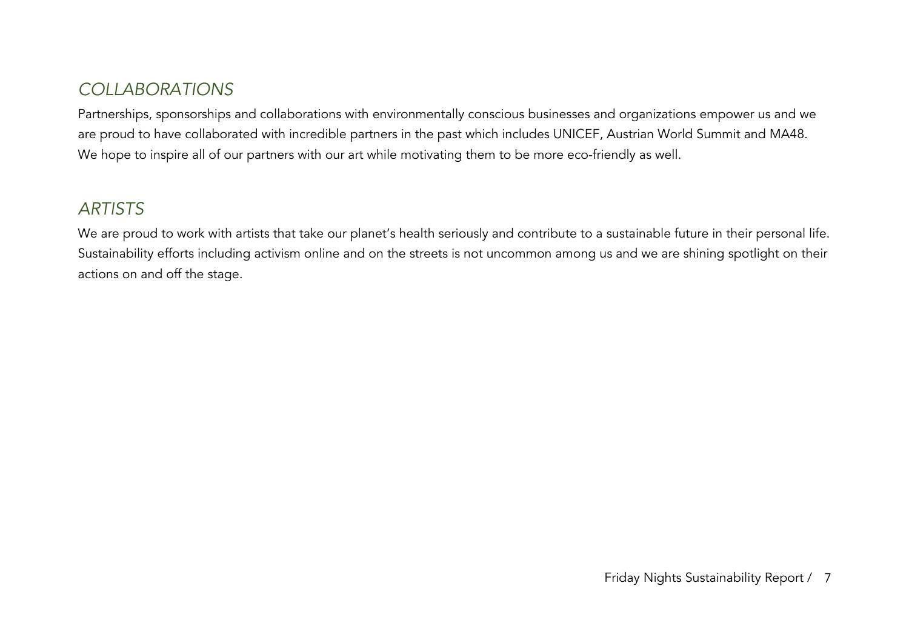## *COLLABORATIONS*

Partnerships, sponsorships and collaborations with environmentally conscious businesses and organizations empower us and we are proud to have collaborated with incredible partners in the past which includes UNICEF, Austrian World Summit and MA48. We hope to inspire all of our partners with our art while motivating them to be more eco-friendly as well.

## *ARTISTS*

We are proud to work with artists that take our planet's health seriously and contribute to a sustainable future in their personal life. Sustainability efforts including activism online and on the streets is not uncommon among us and we are shining spotlight on their actions on and off the stage.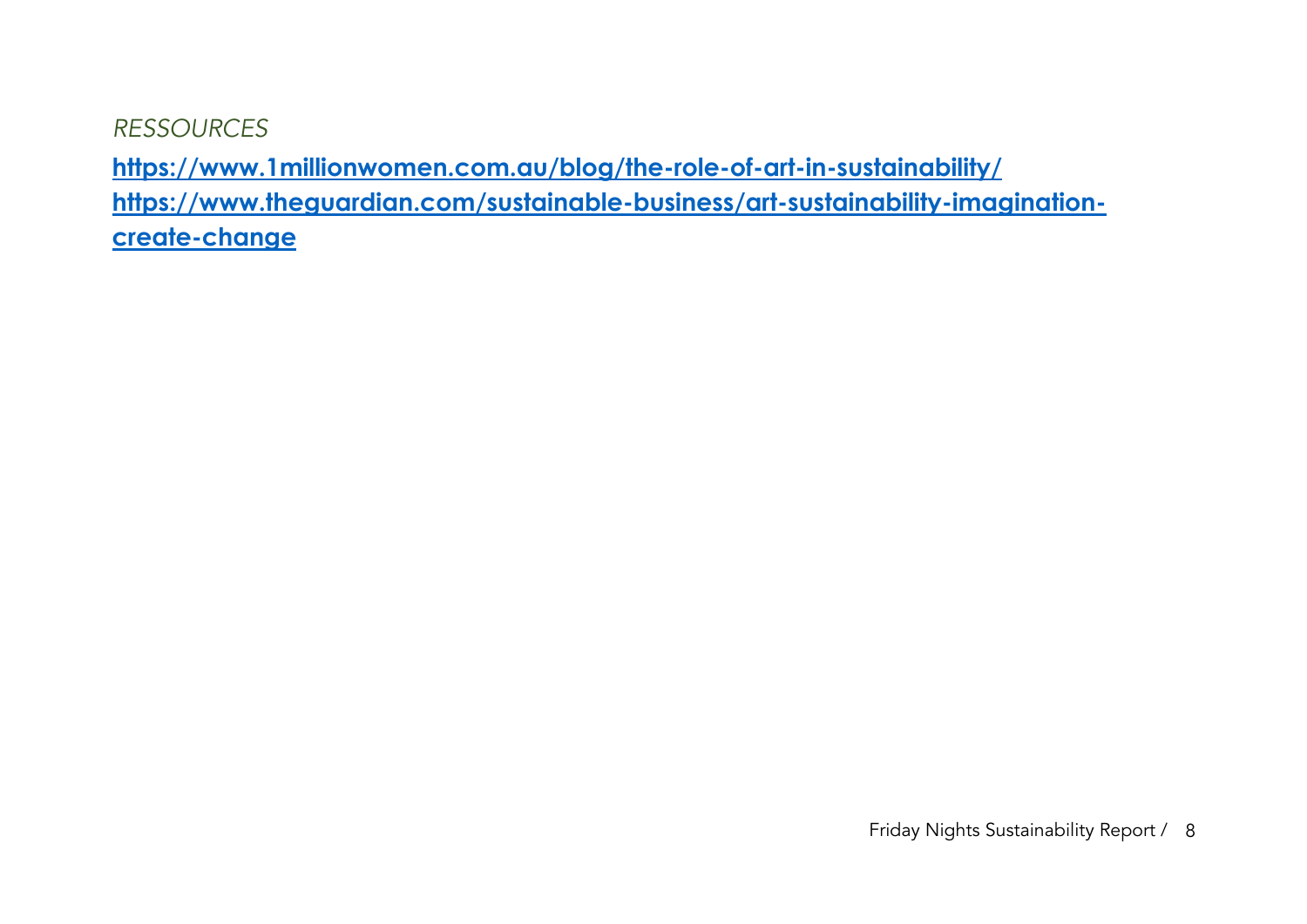*RESSOURCES*

**https://www.1millionwomen.com.au/blog/the-role-of-art-in-sustainability/**
**https://www.theguardian.com/sustainable-business/art-sustainability-imagination-create-change**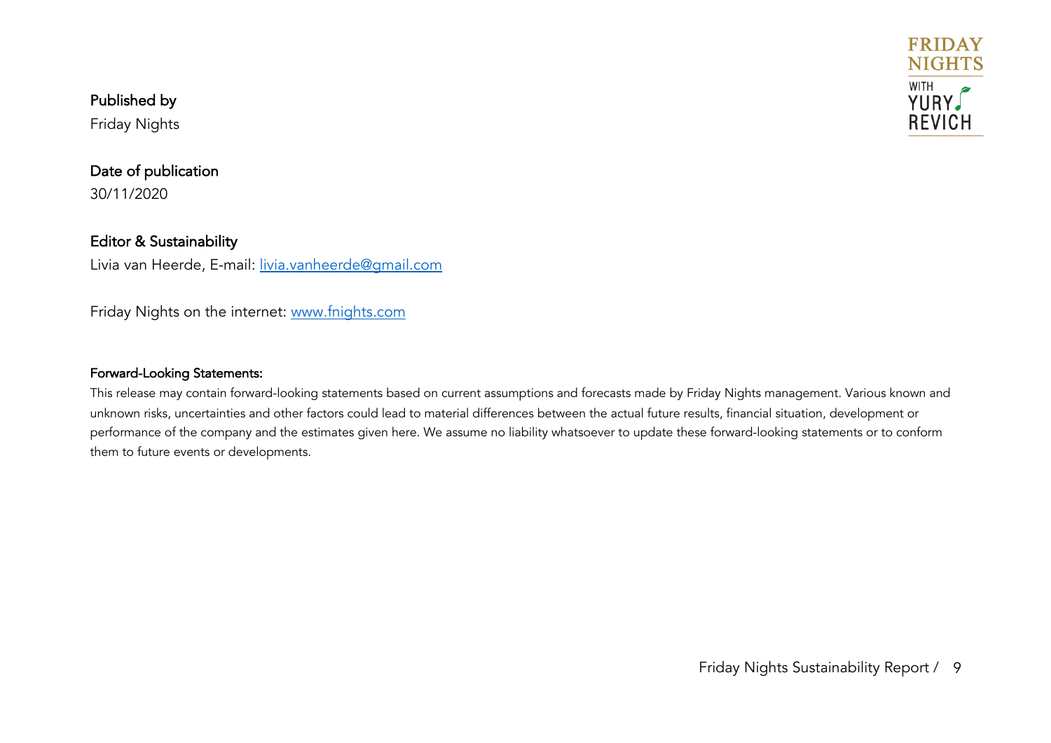**Published by**

Friday Nights

**Date of publication**

30/11/2020

**Editor & Sustainability**

Livia van Heerde, E-mail: [livia.vanheerde@gmail.com](mailto:livia.vanheerde@gmail.com)

Friday Nights on the internet: [www.fnights.com](http://www.fnights.com)

**Forward-Looking Statements:**

This release may contain forward-looking statements based on current assumptions and forecasts made by Friday Nights management. Various known and unknown risks, uncertainties and other factors could lead to material differences between the actual future results, financial situation, development or performance of the company and the estimates given here. We assume no liability whatsoever to update these forward-looking statements or to conform them to future events or developments.